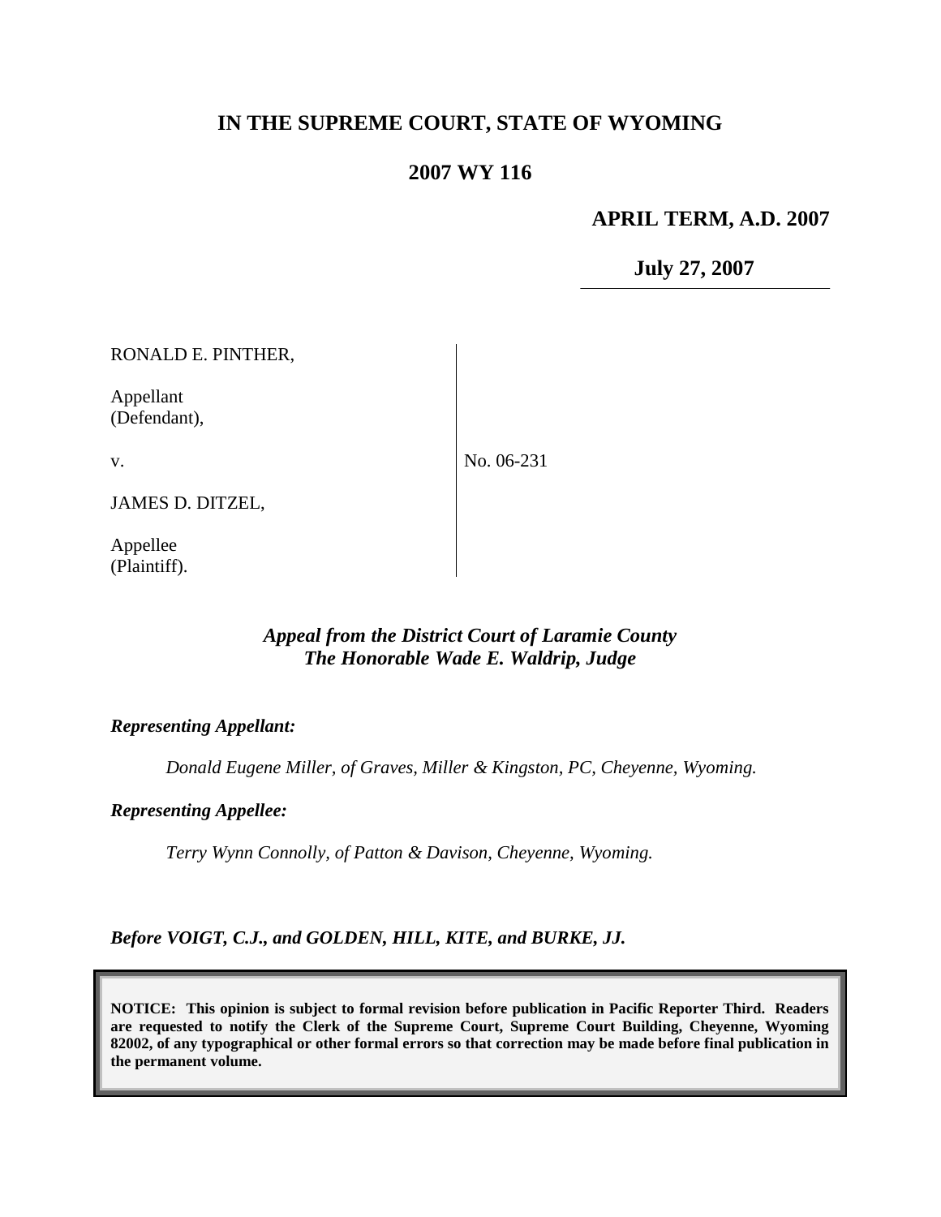# IN THE SUPREME COURT, STATE OF WYOMING

## 2007 WY 116

**APRIL TERM, A.D. 2007**

**July 27, 2007**

| | |
|---|---|
| RONALD E. PINTHER,<br><br>Appellant<br>(Defendant),<br><br>v.<br><br>JAMES D. DITZEL,<br><br>Appellee<br>(Plaintiff). | No. 06-231 |

***Appeal from the District Court of Laramie County***
***The Honorable Wade E. Waldrip, Judge***

***Representing Appellant:***

*Donald Eugene Miller, of Graves, Miller & Kingston, PC, Cheyenne, Wyoming.*

***Representing Appellee:***

*Terry Wynn Connolly, of Patton & Davison, Cheyenne, Wyoming.*

***Before VOIGT, C.J., and GOLDEN, HILL, KITE, and BURKE, JJ.***

**NOTICE: This opinion is subject to formal revision before publication in Pacific Reporter Third. Readers are requested to notify the Clerk of the Supreme Court, Supreme Court Building, Cheyenne, Wyoming 82002, of any typographical or other formal errors so that correction may be made before final publication in the permanent volume.**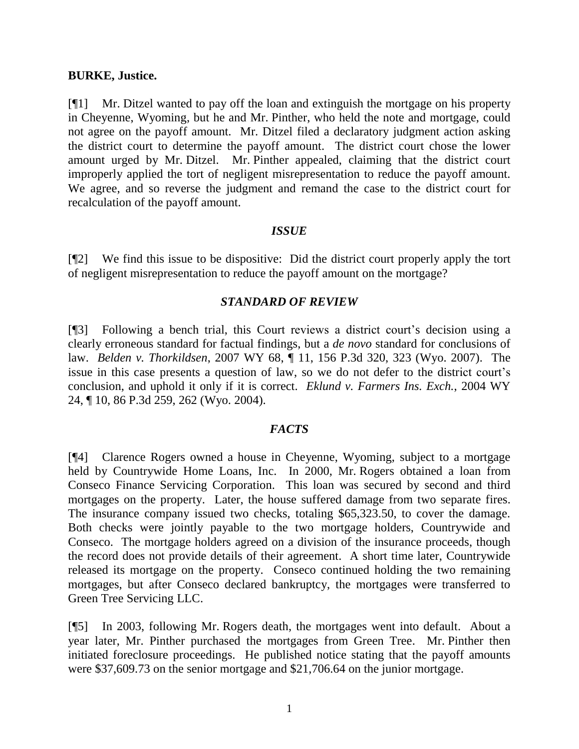**BURKE, Justice.**

[¶1] Mr. Ditzel wanted to pay off the loan and extinguish the mortgage on his property in Cheyenne, Wyoming, but he and Mr. Pinther, who held the note and mortgage, could not agree on the payoff amount. Mr. Ditzel filed a declaratory judgment action asking the district court to determine the payoff amount. The district court chose the lower amount urged by Mr. Ditzel. Mr. Pinther appealed, claiming that the district court improperly applied the tort of negligent misrepresentation to reduce the payoff amount. We agree, and so reverse the judgment and remand the case to the district court for recalculation of the payoff amount.

### *ISSUE*

[¶2] We find this issue to be dispositive: Did the district court properly apply the tort of negligent misrepresentation to reduce the payoff amount on the mortgage?

### *STANDARD OF REVIEW*

[¶3] Following a bench trial, this Court reviews a district court's decision using a clearly erroneous standard for factual findings, but a *de novo* standard for conclusions of law. *Belden v. Thorkildsen*, 2007 WY 68, ¶ 11, 156 P.3d 320, 323 (Wyo. 2007). The issue in this case presents a question of law, so we do not defer to the district court's conclusion, and uphold it only if it is correct. *Eklund v. Farmers Ins. Exch.*, 2004 WY 24, ¶ 10, 86 P.3d 259, 262 (Wyo. 2004).

### *FACTS*

[¶4] Clarence Rogers owned a house in Cheyenne, Wyoming, subject to a mortgage held by Countrywide Home Loans, Inc. In 2000, Mr. Rogers obtained a loan from Conseco Finance Servicing Corporation. This loan was secured by second and third mortgages on the property. Later, the house suffered damage from two separate fires. The insurance company issued two checks, totaling $65,323.50, to cover the damage. Both checks were jointly payable to the two mortgage holders, Countrywide and Conseco. The mortgage holders agreed on a division of the insurance proceeds, though the record does not provide details of their agreement. A short time later, Countrywide released its mortgage on the property. Conseco continued holding the two remaining mortgages, but after Conseco declared bankruptcy, the mortgages were transferred to Green Tree Servicing LLC.

[¶5] In 2003, following Mr. Rogers death, the mortgages went into default. About a year later, Mr. Pinther purchased the mortgages from Green Tree. Mr. Pinther then initiated foreclosure proceedings. He published notice stating that the payoff amounts were $37,609.73 on the senior mortgage and $21,706.64 on the junior mortgage.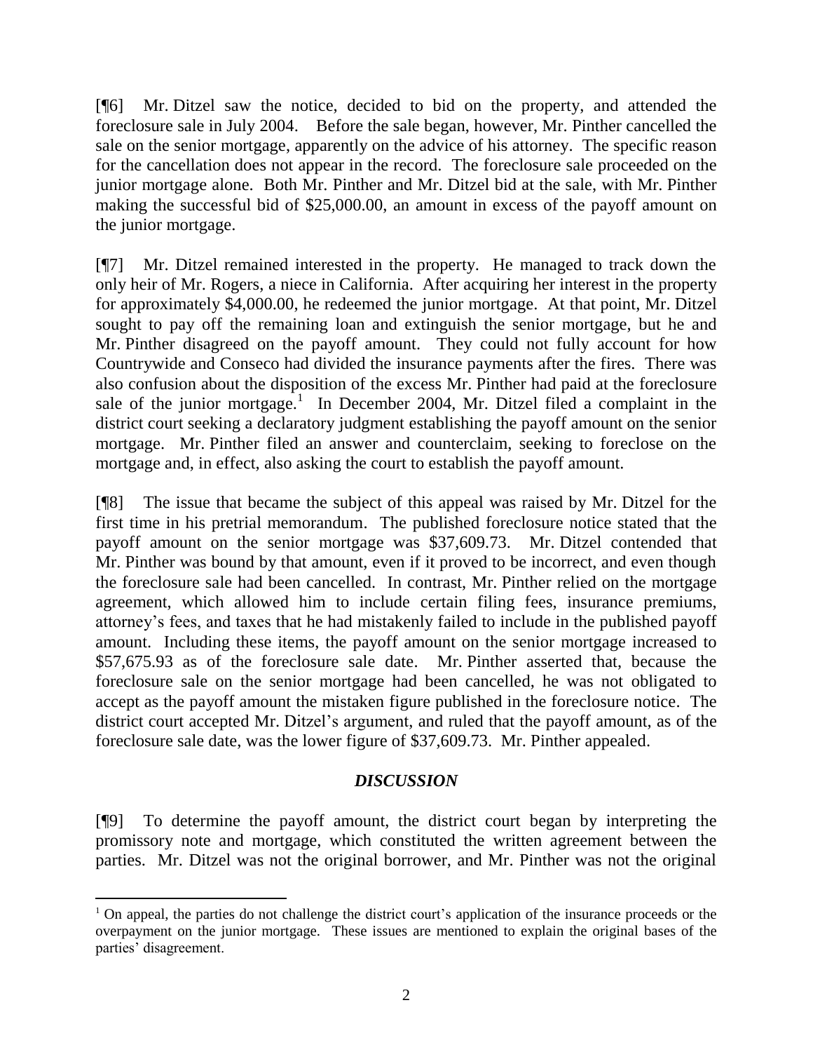[¶6] Mr. Ditzel saw the notice, decided to bid on the property, and attended the foreclosure sale in July 2004. Before the sale began, however, Mr. Pinther cancelled the sale on the senior mortgage, apparently on the advice of his attorney. The specific reason for the cancellation does not appear in the record. The foreclosure sale proceeded on the junior mortgage alone. Both Mr. Pinther and Mr. Ditzel bid at the sale, with Mr. Pinther making the successful bid of $25,000.00, an amount in excess of the payoff amount on the junior mortgage.

[¶7] Mr. Ditzel remained interested in the property. He managed to track down the only heir of Mr. Rogers, a niece in California. After acquiring her interest in the property for approximately $4,000.00, he redeemed the junior mortgage. At that point, Mr. Ditzel sought to pay off the remaining loan and extinguish the senior mortgage, but he and Mr. Pinther disagreed on the payoff amount. They could not fully account for how Countrywide and Conseco had divided the insurance payments after the fires. There was also confusion about the disposition of the excess Mr. Pinther had paid at the foreclosure sale of the junior mortgage.[1] In December 2004, Mr. Ditzel filed a complaint in the district court seeking a declaratory judgment establishing the payoff amount on the senior mortgage. Mr. Pinther filed an answer and counterclaim, seeking to foreclose on the mortgage and, in effect, also asking the court to establish the payoff amount.

[¶8] The issue that became the subject of this appeal was raised by Mr. Ditzel for the first time in his pretrial memorandum. The published foreclosure notice stated that the payoff amount on the senior mortgage was $37,609.73. Mr. Ditzel contended that Mr. Pinther was bound by that amount, even if it proved to be incorrect, and even though the foreclosure sale had been cancelled. In contrast, Mr. Pinther relied on the mortgage agreement, which allowed him to include certain filing fees, insurance premiums, attorney's fees, and taxes that he had mistakenly failed to include in the published payoff amount. Including these items, the payoff amount on the senior mortgage increased to $57,675.93 as of the foreclosure sale date. Mr. Pinther asserted that, because the foreclosure sale on the senior mortgage had been cancelled, he was not obligated to accept as the payoff amount the mistaken figure published in the foreclosure notice. The district court accepted Mr. Ditzel's argument, and ruled that the payoff amount, as of the foreclosure sale date, was the lower figure of $37,609.73. Mr. Pinther appealed.

## *DISCUSSION*

[¶9] To determine the payoff amount, the district court began by interpreting the promissory note and mortgage, which constituted the written agreement between the parties. Mr. Ditzel was not the original borrower, and Mr. Pinther was not the original

---

[1] On appeal, the parties do not challenge the district court's application of the insurance proceeds or the overpayment on the junior mortgage. These issues are mentioned to explain the original bases of the parties' disagreement.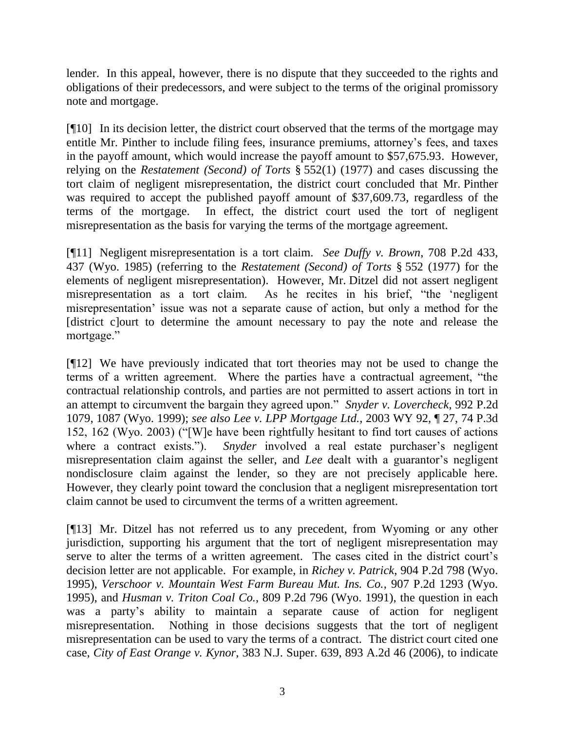lender. In this appeal, however, there is no dispute that they succeeded to the rights and obligations of their predecessors, and were subject to the terms of the original promissory note and mortgage.

[¶10] In its decision letter, the district court observed that the terms of the mortgage may entitle Mr. Pinther to include filing fees, insurance premiums, attorney's fees, and taxes in the payoff amount, which would increase the payoff amount to $57,675.93. However, relying on the *Restatement (Second) of Torts* § 552(1) (1977) and cases discussing the tort claim of negligent misrepresentation, the district court concluded that Mr. Pinther was required to accept the published payoff amount of $37,609.73, regardless of the terms of the mortgage. In effect, the district court used the tort of negligent misrepresentation as the basis for varying the terms of the mortgage agreement.

[¶11] Negligent misrepresentation is a tort claim. *See Duffy v. Brown*, 708 P.2d 433, 437 (Wyo. 1985) (referring to the *Restatement (Second) of Torts* § 552 (1977) for the elements of negligent misrepresentation). However, Mr. Ditzel did not assert negligent misrepresentation as a tort claim. As he recites in his brief, "the 'negligent misrepresentation' issue was not a separate cause of action, but only a method for the [district c]ourt to determine the amount necessary to pay the note and release the mortgage."

[¶12] We have previously indicated that tort theories may not be used to change the terms of a written agreement. Where the parties have a contractual agreement, "the contractual relationship controls, and parties are not permitted to assert actions in tort in an attempt to circumvent the bargain they agreed upon." *Snyder v. Lovercheck*, 992 P.2d 1079, 1087 (Wyo. 1999); *see also Lee v. LPP Mortgage Ltd.*, 2003 WY 92, ¶ 27, 74 P.3d 152, 162 (Wyo. 2003) ("[W]e have been rightfully hesitant to find tort causes of actions where a contract exists."). *Snyder* involved a real estate purchaser's negligent misrepresentation claim against the seller, and *Lee* dealt with a guarantor's negligent nondisclosure claim against the lender, so they are not precisely applicable here. However, they clearly point toward the conclusion that a negligent misrepresentation tort claim cannot be used to circumvent the terms of a written agreement.

[¶13] Mr. Ditzel has not referred us to any precedent, from Wyoming or any other jurisdiction, supporting his argument that the tort of negligent misrepresentation may serve to alter the terms of a written agreement. The cases cited in the district court's decision letter are not applicable. For example, in *Richey v. Patrick*, 904 P.2d 798 (Wyo. 1995), *Verschoor v. Mountain West Farm Bureau Mut. Ins. Co.*, 907 P.2d 1293 (Wyo. 1995), and *Husman v. Triton Coal Co.*, 809 P.2d 796 (Wyo. 1991), the question in each was a party's ability to maintain a separate cause of action for negligent misrepresentation. Nothing in those decisions suggests that the tort of negligent misrepresentation can be used to vary the terms of a contract. The district court cited one case, *City of East Orange v. Kynor*, 383 N.J. Super. 639, 893 A.2d 46 (2006), to indicate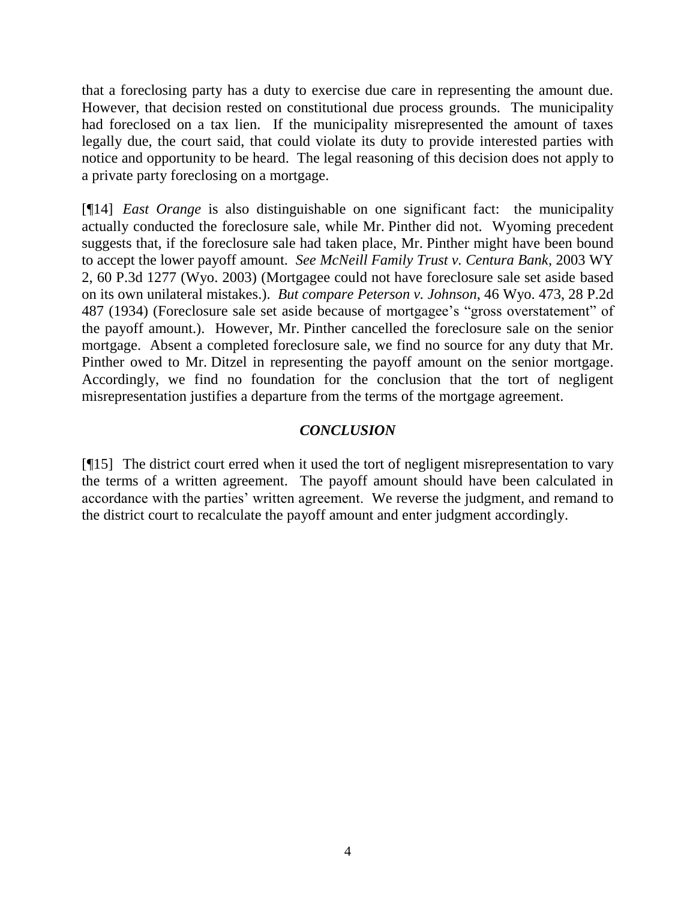that a foreclosing party has a duty to exercise due care in representing the amount due. However, that decision rested on constitutional due process grounds. The municipality had foreclosed on a tax lien. If the municipality misrepresented the amount of taxes legally due, the court said, that could violate its duty to provide interested parties with notice and opportunity to be heard. The legal reasoning of this decision does not apply to a private party foreclosing on a mortgage.

[¶14] *East Orange* is also distinguishable on one significant fact: the municipality actually conducted the foreclosure sale, while Mr. Pinther did not. Wyoming precedent suggests that, if the foreclosure sale had taken place, Mr. Pinther might have been bound to accept the lower payoff amount. *See McNeill Family Trust v. Centura Bank*, 2003 WY 2, 60 P.3d 1277 (Wyo. 2003) (Mortgagee could not have foreclosure sale set aside based on its own unilateral mistakes.). *But compare Peterson v. Johnson*, 46 Wyo. 473, 28 P.2d 487 (1934) (Foreclosure sale set aside because of mortgagee's "gross overstatement" of the payoff amount.). However, Mr. Pinther cancelled the foreclosure sale on the senior mortgage. Absent a completed foreclosure sale, we find no source for any duty that Mr. Pinther owed to Mr. Ditzel in representing the payoff amount on the senior mortgage. Accordingly, we find no foundation for the conclusion that the tort of negligent misrepresentation justifies a departure from the terms of the mortgage agreement.

### *CONCLUSION*

[¶15] The district court erred when it used the tort of negligent misrepresentation to vary the terms of a written agreement. The payoff amount should have been calculated in accordance with the parties' written agreement. We reverse the judgment, and remand to the district court to recalculate the payoff amount and enter judgment accordingly.